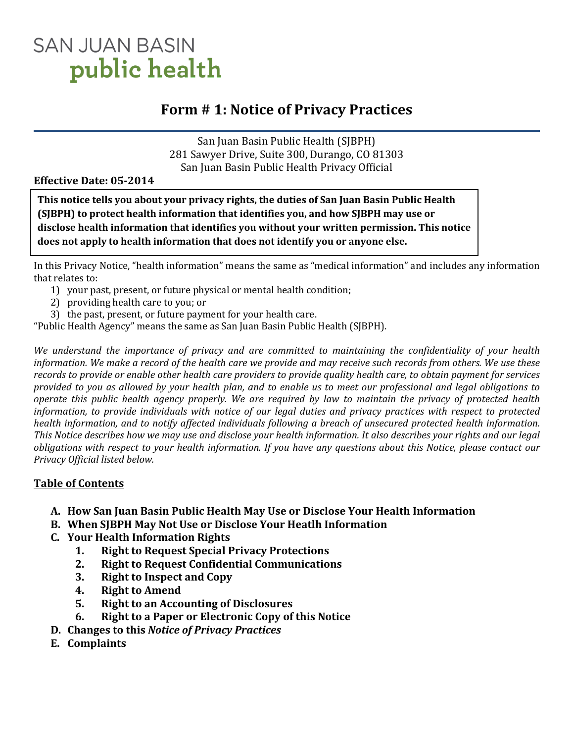SAN JUAN BASIN
**public health**

# Form # 1: Notice of Privacy Practices

San Juan Basin Public Health (SJBPH)
281 Sawyer Drive, Suite 300, Durango, CO 81303
San Juan Basin Public Health Privacy Official

**Effective Date: 05-2014**

**This notice tells you about your privacy rights, the duties of San Juan Basin Public Health (SJBPH) to protect health information that identifies you, and how SJBPH may use or disclose health information that identifies you without your written permission. This notice does not apply to health information that does not identify you or anyone else.**

In this Privacy Notice, "health information" means the same as "medical information" and includes any information that relates to:

1) your past, present, or future physical or mental health condition;
2) providing health care to you; or
3) the past, present, or future payment for your health care.

"Public Health Agency" means the same as San Juan Basin Public Health (SJBPH).

*We understand the importance of privacy and are committed to maintaining the confidentiality of your health information. We make a record of the health care we provide and may receive such records from others. We use these records to provide or enable other health care providers to provide quality health care, to obtain payment for services provided to you as allowed by your health plan, and to enable us to meet our professional and legal obligations to operate this public health agency properly. We are required by law to maintain the privacy of protected health information, to provide individuals with notice of our legal duties and privacy practices with respect to protected health information, and to notify affected individuals following a breach of unsecured protected health information. This Notice describes how we may use and disclose your health information. It also describes your rights and our legal obligations with respect to your health information. If you have any questions about this Notice, please contact our Privacy Official listed below.*

## Table of Contents

- **A. How San Juan Basin Public Health May Use or Disclose Your Health Information**
- **B. When SJBPH May Not Use or Disclose Your Heatlh Information**
- **C. Your Health Information Rights**
  1. **Right to Request Special Privacy Protections**
  2. **Right to Request Confidential Communications**
  3. **Right to Inspect and Copy**
  4. **Right to Amend**
  5. **Right to an Accounting of Disclosures**
  6. **Right to a Paper or Electronic Copy of this Notice**
- **D. Changes to this *Notice of Privacy Practices***
- **E. Complaints**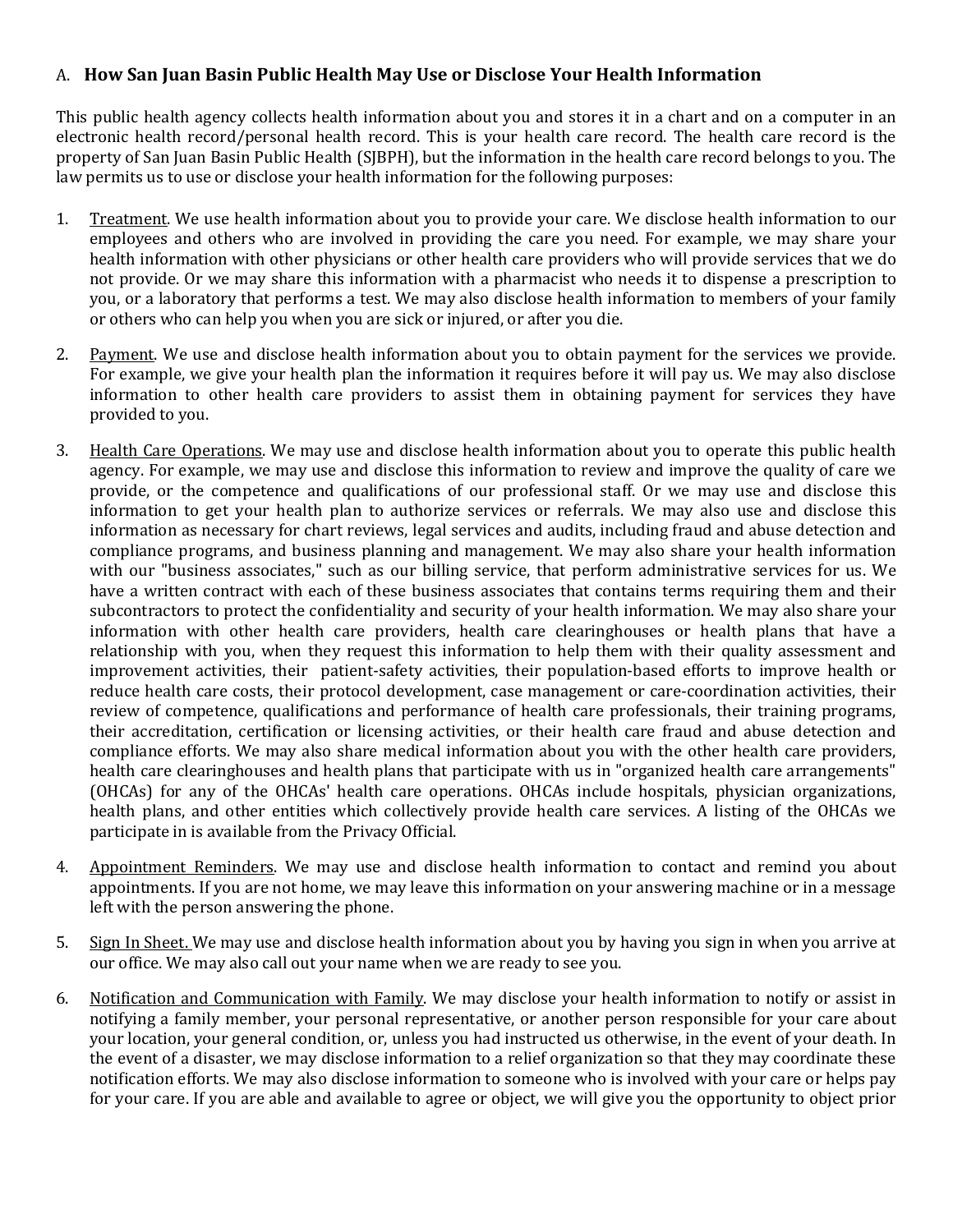## A. How San Juan Basin Public Health May Use or Disclose Your Health Information

This public health agency collects health information about you and stores it in a chart and on a computer in an electronic health record/personal health record. This is your health care record. The health care record is the property of San Juan Basin Public Health (SJBPH), but the information in the health care record belongs to you. The law permits us to use or disclose your health information for the following purposes:

1. Treatment. We use health information about you to provide your care. We disclose health information to our employees and others who are involved in providing the care you need. For example, we may share your health information with other physicians or other health care providers who will provide services that we do not provide. Or we may share this information with a pharmacist who needs it to dispense a prescription to you, or a laboratory that performs a test. We may also disclose health information to members of your family or others who can help you when you are sick or injured, or after you die.

2. Payment. We use and disclose health information about you to obtain payment for the services we provide. For example, we give your health plan the information it requires before it will pay us. We may also disclose information to other health care providers to assist them in obtaining payment for services they have provided to you.

3. Health Care Operations. We may use and disclose health information about you to operate this public health agency. For example, we may use and disclose this information to review and improve the quality of care we provide, or the competence and qualifications of our professional staff. Or we may use and disclose this information to get your health plan to authorize services or referrals. We may also use and disclose this information as necessary for chart reviews, legal services and audits, including fraud and abuse detection and compliance programs, and business planning and management. We may also share your health information with our "business associates," such as our billing service, that perform administrative services for us. We have a written contract with each of these business associates that contains terms requiring them and their subcontractors to protect the confidentiality and security of your health information. We may also share your information with other health care providers, health care clearinghouses or health plans that have a relationship with you, when they request this information to help them with their quality assessment and improvement activities, their patient-safety activities, their population-based efforts to improve health or reduce health care costs, their protocol development, case management or care-coordination activities, their review of competence, qualifications and performance of health care professionals, their training programs, their accreditation, certification or licensing activities, or their health care fraud and abuse detection and compliance efforts. We may also share medical information about you with the other health care providers, health care clearinghouses and health plans that participate with us in "organized health care arrangements" (OHCAs) for any of the OHCAs' health care operations. OHCAs include hospitals, physician organizations, health plans, and other entities which collectively provide health care services. A listing of the OHCAs we participate in is available from the Privacy Official.

4. Appointment Reminders. We may use and disclose health information to contact and remind you about appointments. If you are not home, we may leave this information on your answering machine or in a message left with the person answering the phone.

5. Sign In Sheet. We may use and disclose health information about you by having you sign in when you arrive at our office. We may also call out your name when we are ready to see you.

6. Notification and Communication with Family. We may disclose your health information to notify or assist in notifying a family member, your personal representative, or another person responsible for your care about your location, your general condition, or, unless you had instructed us otherwise, in the event of your death. In the event of a disaster, we may disclose information to a relief organization so that they may coordinate these notification efforts. We may also disclose information to someone who is involved with your care or helps pay for your care. If you are able and available to agree or object, we will give you the opportunity to object prior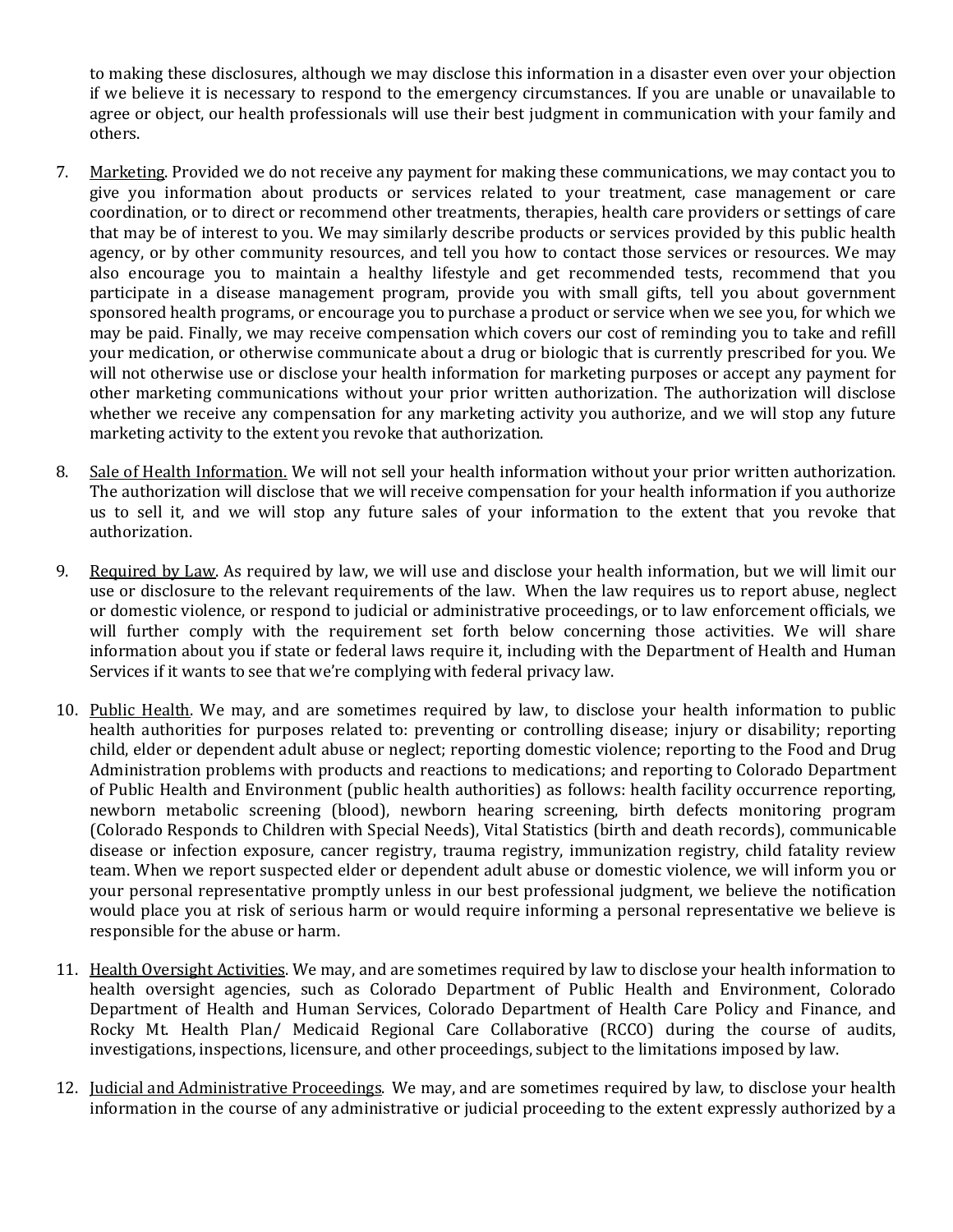to making these disclosures, although we may disclose this information in a disaster even over your objection if we believe it is necessary to respond to the emergency circumstances. If you are unable or unavailable to agree or object, our health professionals will use their best judgment in communication with your family and others.

7. Marketing. Provided we do not receive any payment for making these communications, we may contact you to give you information about products or services related to your treatment, case management or care coordination, or to direct or recommend other treatments, therapies, health care providers or settings of care that may be of interest to you. We may similarly describe products or services provided by this public health agency, or by other community resources, and tell you how to contact those services or resources. We may also encourage you to maintain a healthy lifestyle and get recommended tests, recommend that you participate in a disease management program, provide you with small gifts, tell you about government sponsored health programs, or encourage you to purchase a product or service when we see you, for which we may be paid. Finally, we may receive compensation which covers our cost of reminding you to take and refill your medication, or otherwise communicate about a drug or biologic that is currently prescribed for you. We will not otherwise use or disclose your health information for marketing purposes or accept any payment for other marketing communications without your prior written authorization. The authorization will disclose whether we receive any compensation for any marketing activity you authorize, and we will stop any future marketing activity to the extent you revoke that authorization.

8. Sale of Health Information. We will not sell your health information without your prior written authorization. The authorization will disclose that we will receive compensation for your health information if you authorize us to sell it, and we will stop any future sales of your information to the extent that you revoke that authorization.

9. Required by Law. As required by law, we will use and disclose your health information, but we will limit our use or disclosure to the relevant requirements of the law. When the law requires us to report abuse, neglect or domestic violence, or respond to judicial or administrative proceedings, or to law enforcement officials, we will further comply with the requirement set forth below concerning those activities. We will share information about you if state or federal laws require it, including with the Department of Health and Human Services if it wants to see that we're complying with federal privacy law.

10. Public Health. We may, and are sometimes required by law, to disclose your health information to public health authorities for purposes related to: preventing or controlling disease; injury or disability; reporting child, elder or dependent adult abuse or neglect; reporting domestic violence; reporting to the Food and Drug Administration problems with products and reactions to medications; and reporting to Colorado Department of Public Health and Environment (public health authorities) as follows: health facility occurrence reporting, newborn metabolic screening (blood), newborn hearing screening, birth defects monitoring program (Colorado Responds to Children with Special Needs), Vital Statistics (birth and death records), communicable disease or infection exposure, cancer registry, trauma registry, immunization registry, child fatality review team. When we report suspected elder or dependent adult abuse or domestic violence, we will inform you or your personal representative promptly unless in our best professional judgment, we believe the notification would place you at risk of serious harm or would require informing a personal representative we believe is responsible for the abuse or harm.

11. Health Oversight Activities. We may, and are sometimes required by law to disclose your health information to health oversight agencies, such as Colorado Department of Public Health and Environment, Colorado Department of Health and Human Services, Colorado Department of Health Care Policy and Finance, and Rocky Mt. Health Plan/ Medicaid Regional Care Collaborative (RCCO) during the course of audits, investigations, inspections, licensure, and other proceedings, subject to the limitations imposed by law.

12. Judicial and Administrative Proceedings. We may, and are sometimes required by law, to disclose your health information in the course of any administrative or judicial proceeding to the extent expressly authorized by a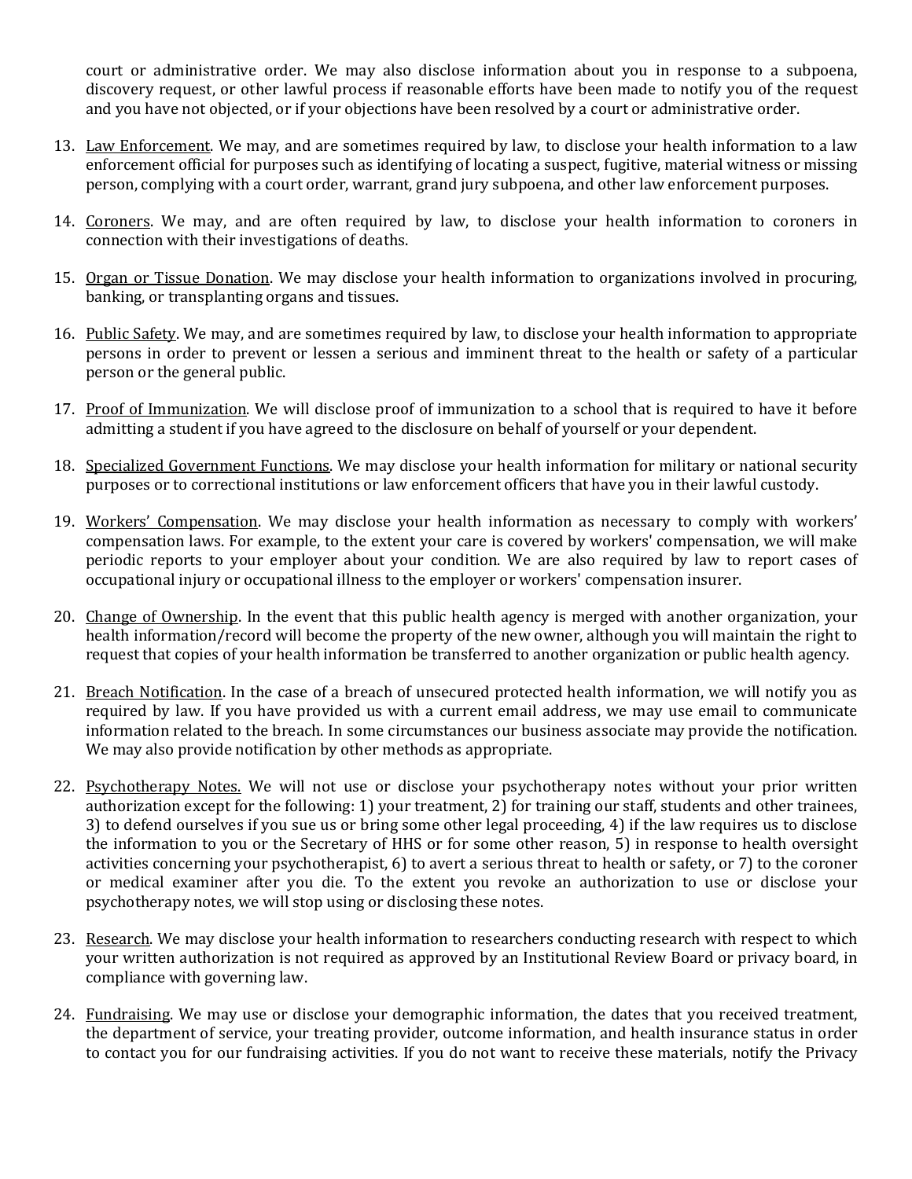court or administrative order. We may also disclose information about you in response to a subpoena, discovery request, or other lawful process if reasonable efforts have been made to notify you of the request and you have not objected, or if your objections have been resolved by a court or administrative order.

13. Law Enforcement. We may, and are sometimes required by law, to disclose your health information to a law enforcement official for purposes such as identifying of locating a suspect, fugitive, material witness or missing person, complying with a court order, warrant, grand jury subpoena, and other law enforcement purposes.

14. Coroners. We may, and are often required by law, to disclose your health information to coroners in connection with their investigations of deaths.

15. Organ or Tissue Donation. We may disclose your health information to organizations involved in procuring, banking, or transplanting organs and tissues.

16. Public Safety. We may, and are sometimes required by law, to disclose your health information to appropriate persons in order to prevent or lessen a serious and imminent threat to the health or safety of a particular person or the general public.

17. Proof of Immunization. We will disclose proof of immunization to a school that is required to have it before admitting a student if you have agreed to the disclosure on behalf of yourself or your dependent.

18. Specialized Government Functions. We may disclose your health information for military or national security purposes or to correctional institutions or law enforcement officers that have you in their lawful custody.

19. Workers' Compensation. We may disclose your health information as necessary to comply with workers' compensation laws. For example, to the extent your care is covered by workers' compensation, we will make periodic reports to your employer about your condition. We are also required by law to report cases of occupational injury or occupational illness to the employer or workers' compensation insurer.

20. Change of Ownership. In the event that this public health agency is merged with another organization, your health information/record will become the property of the new owner, although you will maintain the right to request that copies of your health information be transferred to another organization or public health agency.

21. Breach Notification. In the case of a breach of unsecured protected health information, we will notify you as required by law. If you have provided us with a current email address, we may use email to communicate information related to the breach. In some circumstances our business associate may provide the notification. We may also provide notification by other methods as appropriate.

22. Psychotherapy Notes. We will not use or disclose your psychotherapy notes without your prior written authorization except for the following: 1) your treatment, 2) for training our staff, students and other trainees, 3) to defend ourselves if you sue us or bring some other legal proceeding, 4) if the law requires us to disclose the information to you or the Secretary of HHS or for some other reason, 5) in response to health oversight activities concerning your psychotherapist, 6) to avert a serious threat to health or safety, or 7) to the coroner or medical examiner after you die. To the extent you revoke an authorization to use or disclose your psychotherapy notes, we will stop using or disclosing these notes.

23. Research. We may disclose your health information to researchers conducting research with respect to which your written authorization is not required as approved by an Institutional Review Board or privacy board, in compliance with governing law.

24. Fundraising. We may use or disclose your demographic information, the dates that you received treatment, the department of service, your treating provider, outcome information, and health insurance status in order to contact you for our fundraising activities. If you do not want to receive these materials, notify the Privacy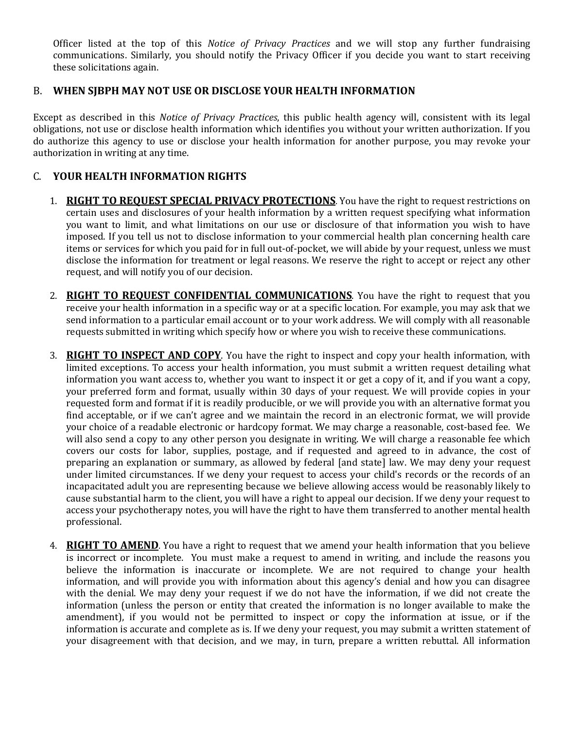Officer listed at the top of this *Notice of Privacy Practices* and we will stop any further fundraising communications. Similarly, you should notify the Privacy Officer if you decide you want to start receiving these solicitations again.

## B. WHEN SJBPH MAY NOT USE OR DISCLOSE YOUR HEALTH INFORMATION

Except as described in this *Notice of Privacy Practices*, this public health agency will, consistent with its legal obligations, not use or disclose health information which identifies you without your written authorization. If you do authorize this agency to use or disclose your health information for another purpose, you may revoke your authorization in writing at any time.

## C. YOUR HEALTH INFORMATION RIGHTS

1. **RIGHT TO REQUEST SPECIAL PRIVACY PROTECTIONS**. You have the right to request restrictions on certain uses and disclosures of your health information by a written request specifying what information you want to limit, and what limitations on our use or disclosure of that information you wish to have imposed. If you tell us not to disclose information to your commercial health plan concerning health care items or services for which you paid for in full out-of-pocket, we will abide by your request, unless we must disclose the information for treatment or legal reasons. We reserve the right to accept or reject any other request, and will notify you of our decision.

2. **RIGHT TO REQUEST CONFIDENTIAL COMMUNICATIONS**. You have the right to request that you receive your health information in a specific way or at a specific location. For example, you may ask that we send information to a particular email account or to your work address. We will comply with all reasonable requests submitted in writing which specify how or where you wish to receive these communications.

3. **RIGHT TO INSPECT AND COPY**. You have the right to inspect and copy your health information, with limited exceptions. To access your health information, you must submit a written request detailing what information you want access to, whether you want to inspect it or get a copy of it, and if you want a copy, your preferred form and format, usually within 30 days of your request. We will provide copies in your requested form and format if it is readily producible, or we will provide you with an alternative format you find acceptable, or if we can't agree and we maintain the record in an electronic format, we will provide your choice of a readable electronic or hardcopy format. We may charge a reasonable, cost-based fee. We will also send a copy to any other person you designate in writing. We will charge a reasonable fee which covers our costs for labor, supplies, postage, and if requested and agreed to in advance, the cost of preparing an explanation or summary, as allowed by federal [and state] law. We may deny your request under limited circumstances. If we deny your request to access your child's records or the records of an incapacitated adult you are representing because we believe allowing access would be reasonably likely to cause substantial harm to the client, you will have a right to appeal our decision. If we deny your request to access your psychotherapy notes, you will have the right to have them transferred to another mental health professional.

4. **RIGHT TO AMEND**. You have a right to request that we amend your health information that you believe is incorrect or incomplete. You must make a request to amend in writing, and include the reasons you believe the information is inaccurate or incomplete. We are not required to change your health information, and will provide you with information about this agency's denial and how you can disagree with the denial. We may deny your request if we do not have the information, if we did not create the information (unless the person or entity that created the information is no longer available to make the amendment), if you would not be permitted to inspect or copy the information at issue, or if the information is accurate and complete as is. If we deny your request, you may submit a written statement of your disagreement with that decision, and we may, in turn, prepare a written rebuttal. All information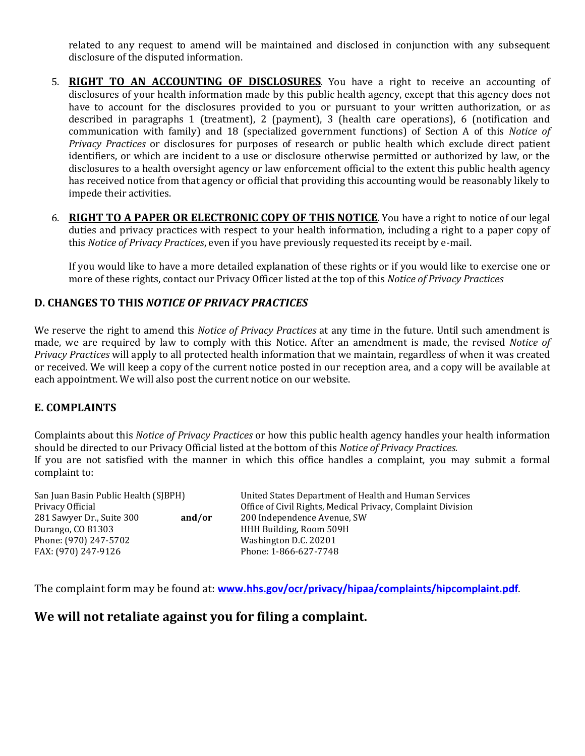related to any request to amend will be maintained and disclosed in conjunction with any subsequent disclosure of the disputed information.

5. **RIGHT TO AN ACCOUNTING OF DISCLOSURES**. You have a right to receive an accounting of disclosures of your health information made by this public health agency, except that this agency does not have to account for the disclosures provided to you or pursuant to your written authorization, or as described in paragraphs 1 (treatment), 2 (payment), 3 (health care operations), 6 (notification and communication with family) and 18 (specialized government functions) of Section A of this *Notice of Privacy Practices* or disclosures for purposes of research or public health which exclude direct patient identifiers, or which are incident to a use or disclosure otherwise permitted or authorized by law, or the disclosures to a health oversight agency or law enforcement official to the extent this public health agency has received notice from that agency or official that providing this accounting would be reasonably likely to impede their activities.

6. **RIGHT TO A PAPER OR ELECTRONIC COPY OF THIS NOTICE**. You have a right to notice of our legal duties and privacy practices with respect to your health information, including a right to a paper copy of this *Notice of Privacy Practices*, even if you have previously requested its receipt by e-mail.

   If you would like to have a more detailed explanation of these rights or if you would like to exercise one or more of these rights, contact our Privacy Officer listed at the top of this *Notice of Privacy Practices*

### D. CHANGES TO THIS *NOTICE OF PRIVACY PRACTICES*

We reserve the right to amend this *Notice of Privacy Practices* at any time in the future. Until such amendment is made, we are required by law to comply with this Notice. After an amendment is made, the revised *Notice of Privacy Practices* will apply to all protected health information that we maintain, regardless of when it was created or received. We will keep a copy of the current notice posted in our reception area, and a copy will be available at each appointment. We will also post the current notice on our website.

### E. COMPLAINTS

Complaints about this *Notice of Privacy Practices* or how this public health agency handles your health information should be directed to our Privacy Official listed at the bottom of this *Notice of Privacy Practices.*
If you are not satisfied with the manner in which this office handles a complaint, you may submit a formal complaint to:

San Juan Basin Public Health (SJBPH)
Privacy Official
281 Sawyer Dr., Suite 300
Durango, CO 81303
Phone: (970) 247-5702
FAX: (970) 247-9126

**and/or**

United States Department of Health and Human Services
Office of Civil Rights, Medical Privacy, Complaint Division
200 Independence Avenue, SW
HHH Building, Room 509H
Washington D.C. 20201
Phone: 1-866-627-7748

The complaint form may be found at: **www.hhs.gov/ocr/privacy/hipaa/complaints/hipcomplaint.pdf**.

## We will not retaliate against you for filing a complaint.